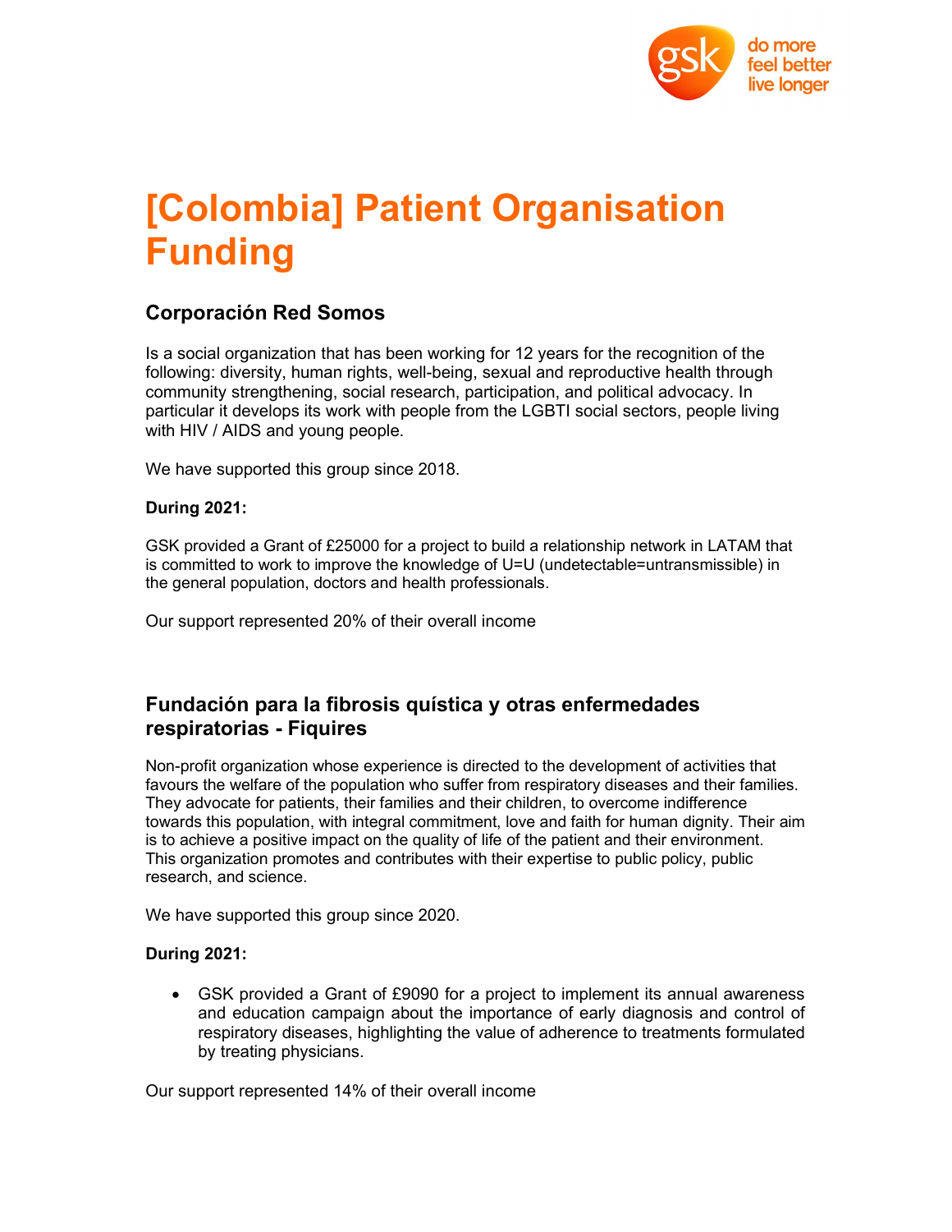# [Colombia] Patient Organisation Funding

## Corporación Red Somos

Is a social organization that has been working for 12 years for the recognition of the following: diversity, human rights, well-being, sexual and reproductive health through community strengthening, social research, participation, and political advocacy. In particular it develops its work with people from the LGBTI social sectors, people living with HIV / AIDS and young people.

We have supported this group since 2018.

**During 2021:**

GSK provided a Grant of £25000 for a project to build a relationship network in LATAM that is committed to work to improve the knowledge of U=U (undetectable=untransmissible) in the general population, doctors and health professionals.

Our support represented 20% of their overall income

## Fundación para la fibrosis quística y otras enfermedades respiratorias - Fiquires

Non-profit organization whose experience is directed to the development of activities that favours the welfare of the population who suffer from respiratory diseases and their families. They advocate for patients, their families and their children, to overcome indifference towards this population, with integral commitment, love and faith for human dignity. Their aim is to achieve a positive impact on the quality of life of the patient and their environment. This organization promotes and contributes with their expertise to public policy, public research, and science.

We have supported this group since 2020.

**During 2021:**

- GSK provided a Grant of £9090 for a project to implement its annual awareness and education campaign about the importance of early diagnosis and control of respiratory diseases, highlighting the value of adherence to treatments formulated by treating physicians.

Our support represented 14% of their overall income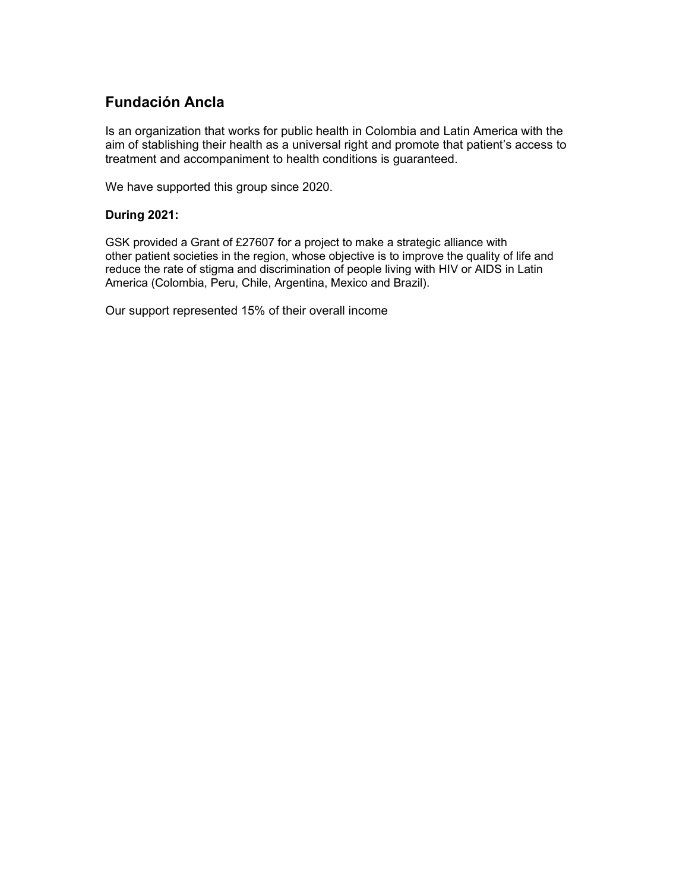## Fundación Ancla

Is an organization that works for public health in Colombia and Latin America with the aim of stablishing their health as a universal right and promote that patient's access to treatment and accompaniment to health conditions is guaranteed.

We have supported this group since 2020.

**During 2021:**

GSK provided a Grant of £27607 for a project to make a strategic alliance with other patient societies in the region, whose objective is to improve the quality of life and reduce the rate of stigma and discrimination of people living with HIV or AIDS in Latin America (Colombia, Peru, Chile, Argentina, Mexico and Brazil).

Our support represented 15% of their overall income